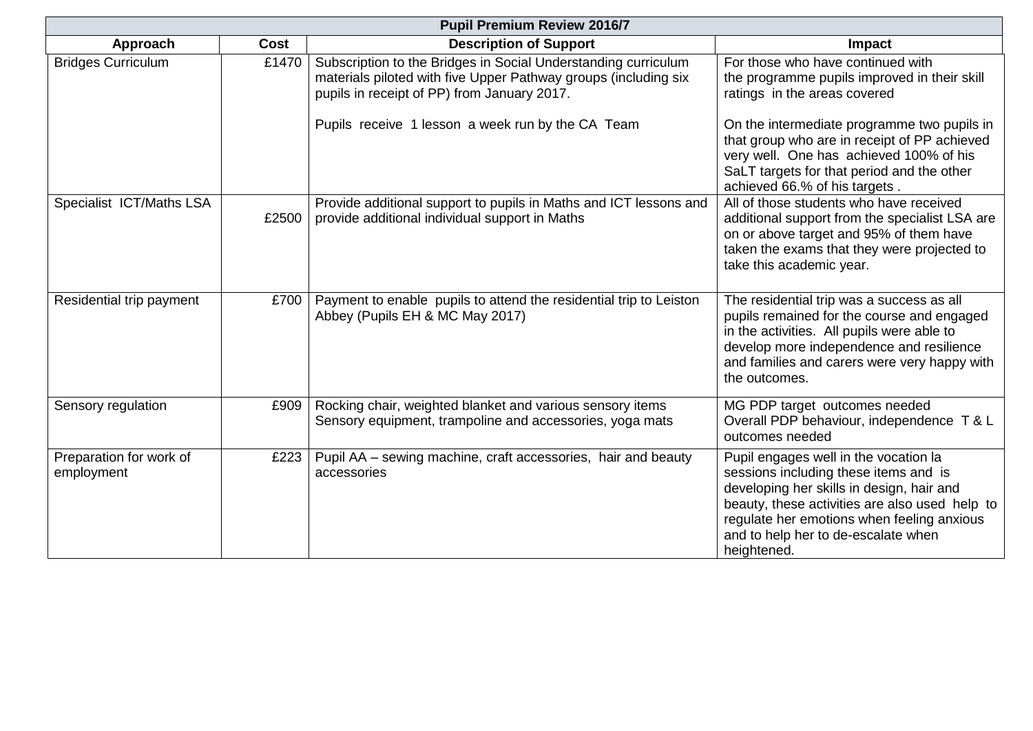| Pupil Premium Review 2016/7 | | | |
|---|---|---|---|
| **Approach** | **Cost** | **Description of Support** | **Impact** |
| Bridges Curriculum | £1470 | Subscription to the Bridges in Social Understanding curriculum materials piloted with five Upper Pathway groups (including six pupils in receipt of PP) from January 2017.<br><br>Pupils receive 1 lesson a week run by the CA Team | For those who have continued with the programme pupils improved in their skill ratings in the areas covered<br><br>On the intermediate programme two pupils in that group who are in receipt of PP achieved very well. One has achieved 100% of his SaLT targets for that period and the other achieved 66.% of his targets . |
| Specialist ICT/Maths LSA | £2500 | Provide additional support to pupils in Maths and ICT lessons and provide additional individual support in Maths | All of those students who have received additional support from the specialist LSA are on or above target and 95% of them have taken the exams that they were projected to take this academic year. |
| Residential trip payment | £700 | Payment to enable pupils to attend the residential trip to Leiston Abbey (Pupils EH & MC May 2017) | The residential trip was a success as all pupils remained for the course and engaged in the activities. All pupils were able to develop more independence and resilience and families and carers were very happy with the outcomes. |
| Sensory regulation | £909 | Rocking chair, weighted blanket and various sensory items<br>Sensory equipment, trampoline and accessories, yoga mats | MG PDP target outcomes needed<br>Overall PDP behaviour, independence T & L outcomes needed |
| Preparation for work of employment | £223 | Pupil AA – sewing machine, craft accessories, hair and beauty accessories | Pupil engages well in the vocation la sessions including these items and is developing her skills in design, hair and beauty, these activities are also used help to regulate her emotions when feeling anxious and to help her to de-escalate when heightened. |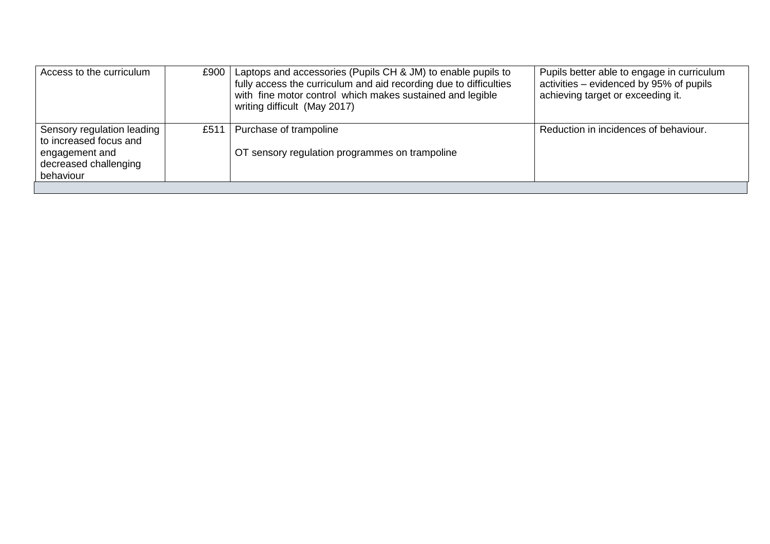| | | | |
|---|---|---|---|
| Access to the curriculum | £900 | Laptops and accessories (Pupils CH & JM) to enable pupils to fully access the curriculum and aid recording due to difficulties with fine motor control which makes sustained and legible writing difficult (May 2017) | Pupils better able to engage in curriculum activities – evidenced by 95% of pupils achieving target or exceeding it. |
| Sensory regulation leading to increased focus and engagement and decreased challenging behaviour | £511 | Purchase of trampoline<br><br>OT sensory regulation programmes on trampoline | Reduction in incidences of behaviour. |
| | | | |